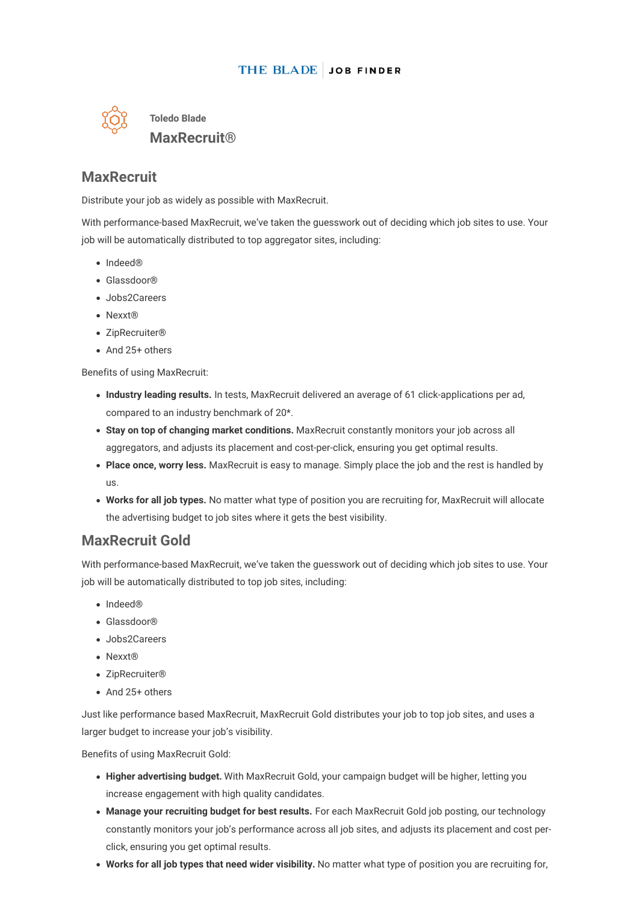THE BLADE | JOB FINDER

Toledo Blade

# MaxRecruit®

## MaxRecruit

Distribute your job as widely as possible with MaxRecruit.

With performance-based MaxRecruit, we've taken the guesswork out of deciding which job sites to use. Your job will be automatically distributed to top aggregator sites, including:

- Indeed®
- Glassdoor®
- Jobs2Careers
- Nexxt®
- ZipRecruiter®
- And 25+ others

Benefits of using MaxRecruit:

- **Industry leading results.** In tests, MaxRecruit delivered an average of 61 click-applications per ad, compared to an industry benchmark of 20*.
- **Stay on top of changing market conditions.** MaxRecruit constantly monitors your job across all aggregators, and adjusts its placement and cost-per-click, ensuring you get optimal results.
- **Place once, worry less.** MaxRecruit is easy to manage. Simply place the job and the rest is handled by us.
- **Works for all job types.** No matter what type of position you are recruiting for, MaxRecruit will allocate the advertising budget to job sites where it gets the best visibility.

## MaxRecruit Gold

With performance-based MaxRecruit, we've taken the guesswork out of deciding which job sites to use. Your job will be automatically distributed to top job sites, including:

- Indeed®
- Glassdoor®
- Jobs2Careers
- Nexxt®
- ZipRecruiter®
- And 25+ others

Just like performance based MaxRecruit, MaxRecruit Gold distributes your job to top job sites, and uses a larger budget to increase your job's visibility.

Benefits of using MaxRecruit Gold:

- **Higher advertising budget.** With MaxRecruit Gold, your campaign budget will be higher, letting you increase engagement with high quality candidates.
- **Manage your recruiting budget for best results.** For each MaxRecruit Gold job posting, our technology constantly monitors your job's performance across all job sites, and adjusts its placement and cost per-click, ensuring you get optimal results.
- **Works for all job types that need wider visibility.** No matter what type of position you are recruiting for,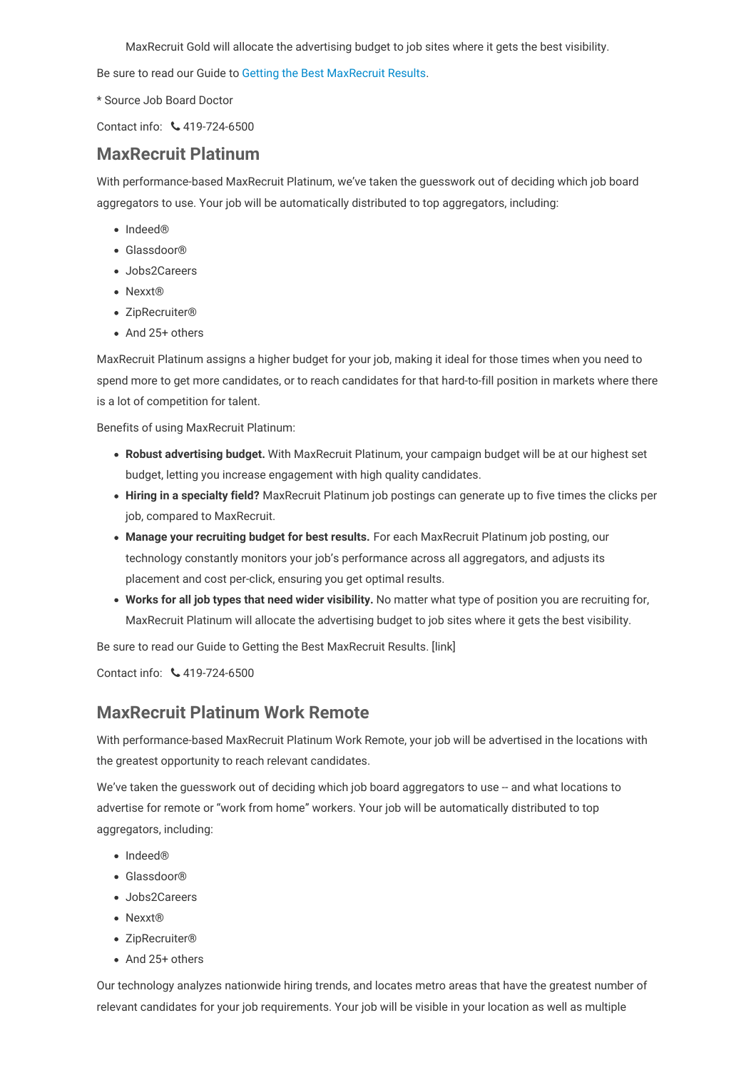MaxRecruit Gold will allocate the advertising budget to job sites where it gets the best visibility.

Be sure to read our Guide to Getting the Best MaxRecruit Results.

* Source Job Board Doctor

Contact info: 📞 419-724-6500

## MaxRecruit Platinum

With performance-based MaxRecruit Platinum, we've taken the guesswork out of deciding which job board aggregators to use. Your job will be automatically distributed to top aggregators, including:

- Indeed®
- Glassdoor®
- Jobs2Careers
- Nexxt®
- ZipRecruiter®
- And 25+ others

MaxRecruit Platinum assigns a higher budget for your job, making it ideal for those times when you need to spend more to get more candidates, or to reach candidates for that hard-to-fill position in markets where there is a lot of competition for talent.

Benefits of using MaxRecruit Platinum:

- **Robust advertising budget.** With MaxRecruit Platinum, your campaign budget will be at our highest set budget, letting you increase engagement with high quality candidates.
- **Hiring in a specialty field?** MaxRecruit Platinum job postings can generate up to five times the clicks per job, compared to MaxRecruit.
- **Manage your recruiting budget for best results.** For each MaxRecruit Platinum job posting, our technology constantly monitors your job's performance across all aggregators, and adjusts its placement and cost per-click, ensuring you get optimal results.
- **Works for all job types that need wider visibility.** No matter what type of position you are recruiting for, MaxRecruit Platinum will allocate the advertising budget to job sites where it gets the best visibility.

Be sure to read our Guide to Getting the Best MaxRecruit Results. [link]

Contact info: 📞 419-724-6500

## MaxRecruit Platinum Work Remote

With performance-based MaxRecruit Platinum Work Remote, your job will be advertised in the locations with the greatest opportunity to reach relevant candidates.

We've taken the guesswork out of deciding which job board aggregators to use -- and what locations to advertise for remote or "work from home" workers. Your job will be automatically distributed to top aggregators, including:

- Indeed®
- Glassdoor®
- Jobs2Careers
- Nexxt®
- ZipRecruiter®
- And 25+ others

Our technology analyzes nationwide hiring trends, and locates metro areas that have the greatest number of relevant candidates for your job requirements. Your job will be visible in your location as well as multiple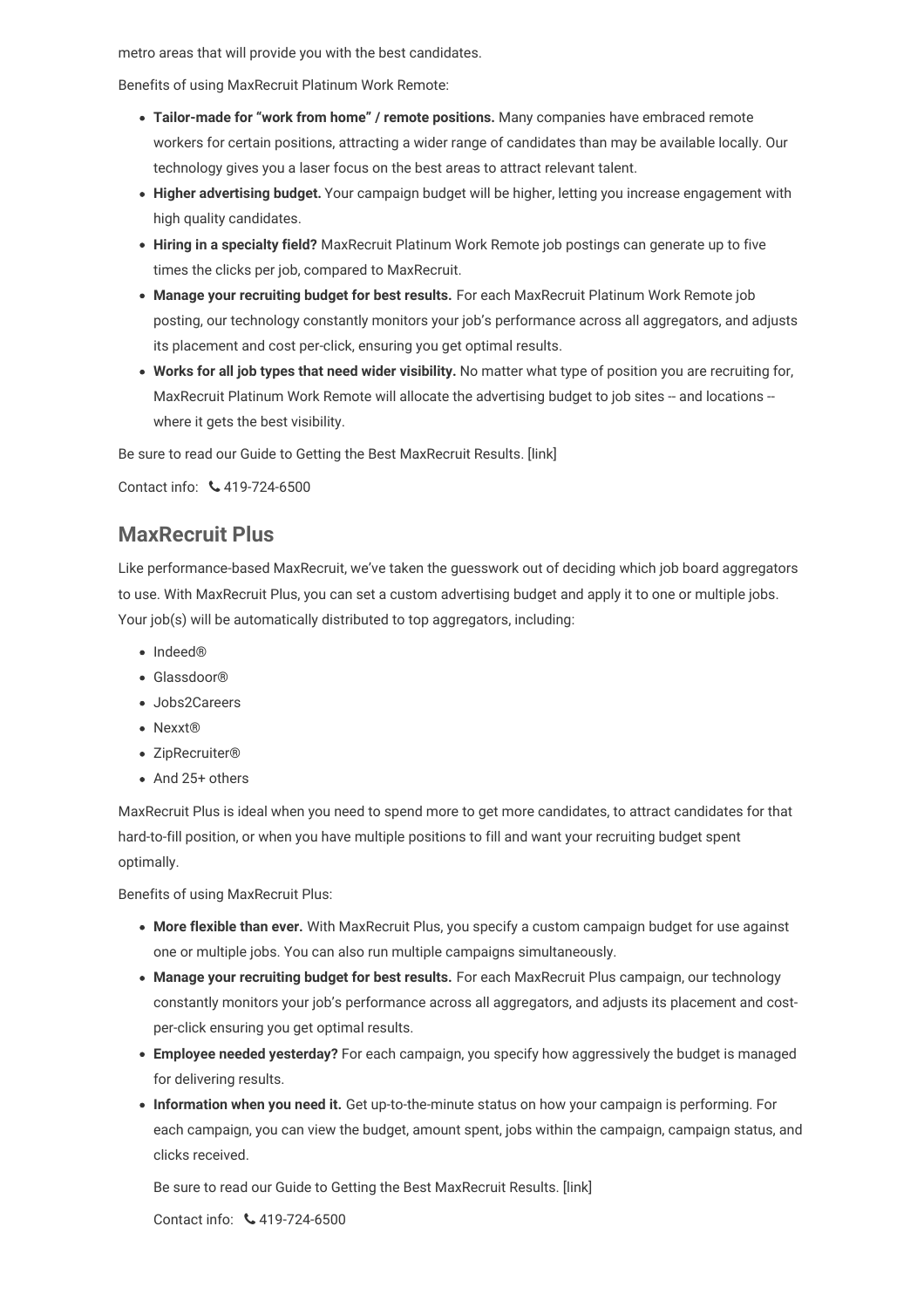metro areas that will provide you with the best candidates.

Benefits of using MaxRecruit Platinum Work Remote:

- **Tailor-made for "work from home" / remote positions.** Many companies have embraced remote workers for certain positions, attracting a wider range of candidates than may be available locally. Our technology gives you a laser focus on the best areas to attract relevant talent.
- **Higher advertising budget.** Your campaign budget will be higher, letting you increase engagement with high quality candidates.
- **Hiring in a specialty field?** MaxRecruit Platinum Work Remote job postings can generate up to five times the clicks per job, compared to MaxRecruit.
- **Manage your recruiting budget for best results.** For each MaxRecruit Platinum Work Remote job posting, our technology constantly monitors your job's performance across all aggregators, and adjusts its placement and cost per-click, ensuring you get optimal results.
- **Works for all job types that need wider visibility.** No matter what type of position you are recruiting for, MaxRecruit Platinum Work Remote will allocate the advertising budget to job sites -- and locations -- where it gets the best visibility.

Be sure to read our Guide to Getting the Best MaxRecruit Results. [link]

Contact info: 📞 419-724-6500

## MaxRecruit Plus

Like performance-based MaxRecruit, we've taken the guesswork out of deciding which job board aggregators to use. With MaxRecruit Plus, you can set a custom advertising budget and apply it to one or multiple jobs. Your job(s) will be automatically distributed to top aggregators, including:

- Indeed®
- Glassdoor®
- Jobs2Careers
- Nexxt®
- ZipRecruiter®
- And 25+ others

MaxRecruit Plus is ideal when you need to spend more to get more candidates, to attract candidates for that hard-to-fill position, or when you have multiple positions to fill and want your recruiting budget spent optimally.

Benefits of using MaxRecruit Plus:

- **More flexible than ever.** With MaxRecruit Plus, you specify a custom campaign budget for use against one or multiple jobs. You can also run multiple campaigns simultaneously.
- **Manage your recruiting budget for best results.** For each MaxRecruit Plus campaign, our technology constantly monitors your job's performance across all aggregators, and adjusts its placement and cost-per-click ensuring you get optimal results.
- **Employee needed yesterday?** For each campaign, you specify how aggressively the budget is managed for delivering results.
- **Information when you need it.** Get up-to-the-minute status on how your campaign is performing. For each campaign, you can view the budget, amount spent, jobs within the campaign, campaign status, and clicks received.

  Be sure to read our Guide to Getting the Best MaxRecruit Results. [link]

  Contact info: 📞 419-724-6500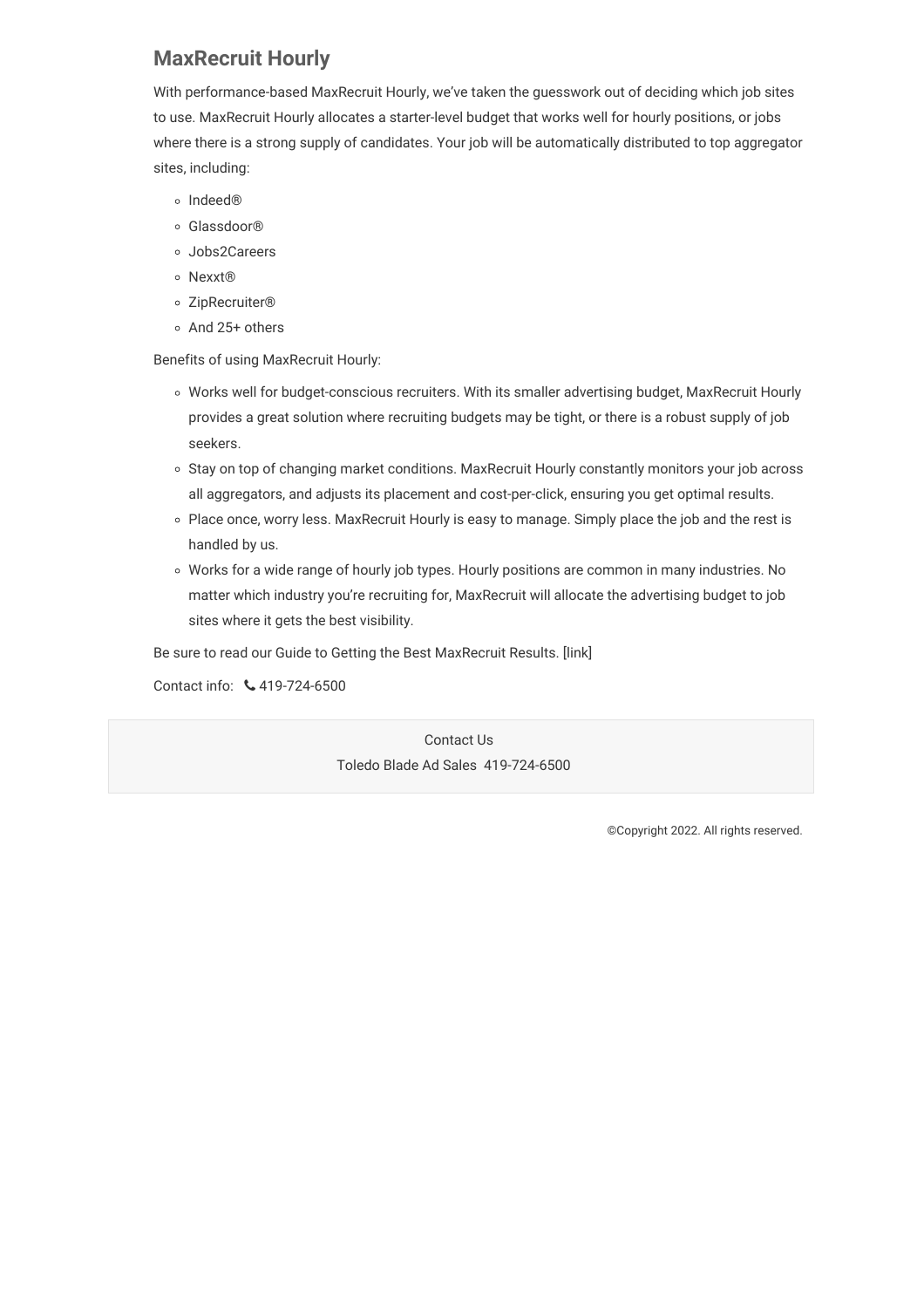## MaxRecruit Hourly

With performance-based MaxRecruit Hourly, we've taken the guesswork out of deciding which job sites to use. MaxRecruit Hourly allocates a starter-level budget that works well for hourly positions, or jobs where there is a strong supply of candidates. Your job will be automatically distributed to top aggregator sites, including:

- Indeed®
- Glassdoor®
- Jobs2Careers
- Nexxt®
- ZipRecruiter®
- And 25+ others

Benefits of using MaxRecruit Hourly:

- Works well for budget-conscious recruiters. With its smaller advertising budget, MaxRecruit Hourly provides a great solution where recruiting budgets may be tight, or there is a robust supply of job seekers.
- Stay on top of changing market conditions. MaxRecruit Hourly constantly monitors your job across all aggregators, and adjusts its placement and cost-per-click, ensuring you get optimal results.
- Place once, worry less. MaxRecruit Hourly is easy to manage. Simply place the job and the rest is handled by us.
- Works for a wide range of hourly job types. Hourly positions are common in many industries. No matter which industry you're recruiting for, MaxRecruit will allocate the advertising budget to job sites where it gets the best visibility.

Be sure to read our Guide to Getting the Best MaxRecruit Results. [link]

Contact info: 📞 419-724-6500

Contact Us

Toledo Blade Ad Sales 419-724-6500

©Copyright 2022. All rights reserved.